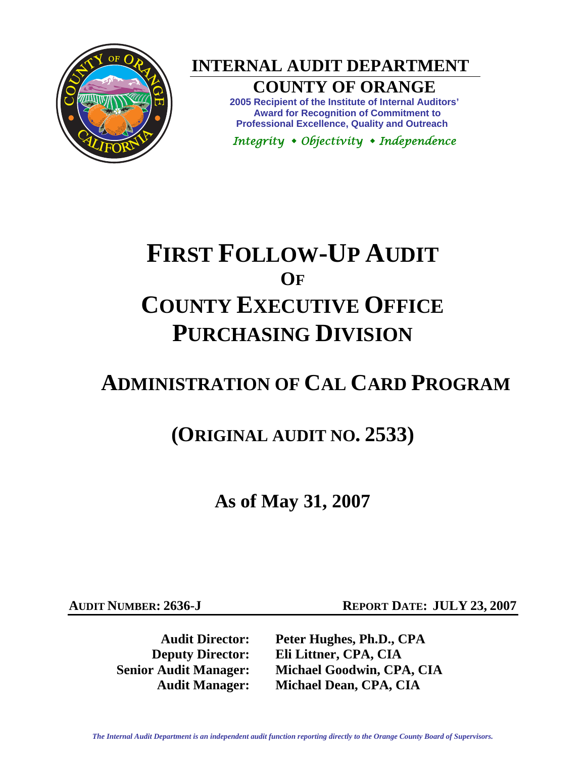# INTERNAL AUDIT DEPARTMENT

## COUNTY OF ORANGE

**2005 Recipient of the Institute of Internal Auditors' Award for Recognition of Commitment to Professional Excellence, Quality and Outreach**

*Integrity • Objectivity • Independence*

# FIRST FOLLOW-UP AUDIT OF COUNTY EXECUTIVE OFFICE PURCHASING DIVISION

## ADMINISTRATION OF CAL CARD PROGRAM

## (ORIGINAL AUDIT NO. 2533)

## As of May 31, 2007

**AUDIT NUMBER: 2636-J** **REPORT DATE: JULY 23, 2007**

**Audit Director:** **Peter Hughes, Ph.D., CPA**
**Deputy Director:** **Eli Littner, CPA, CIA**
**Senior Audit Manager:** **Michael Goodwin, CPA, CIA**
**Audit Manager:** **Michael Dean, CPA, CIA**

*The Internal Audit Department is an independent audit function reporting directly to the Orange County Board of Supervisors.*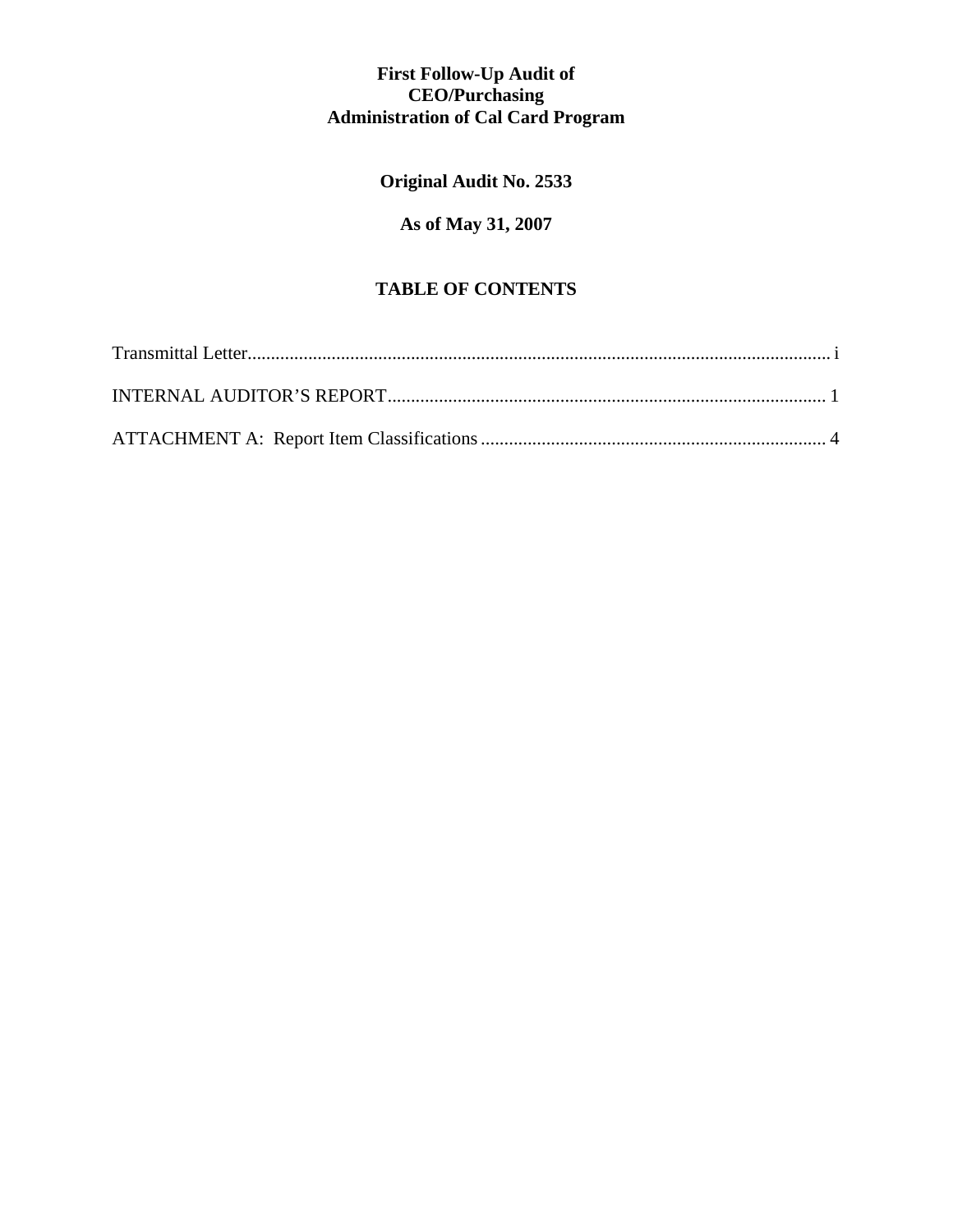# First Follow-Up Audit of
# CEO/Purchasing
# Administration of Cal Card Program

## Original Audit No. 2533

## As of May 31, 2007

## TABLE OF CONTENTS

Transmittal Letter............................................................................................................................ i

INTERNAL AUDITOR'S REPORT............................................................................................. 1

ATTACHMENT A: Report Item Classifications .......................................................................... 4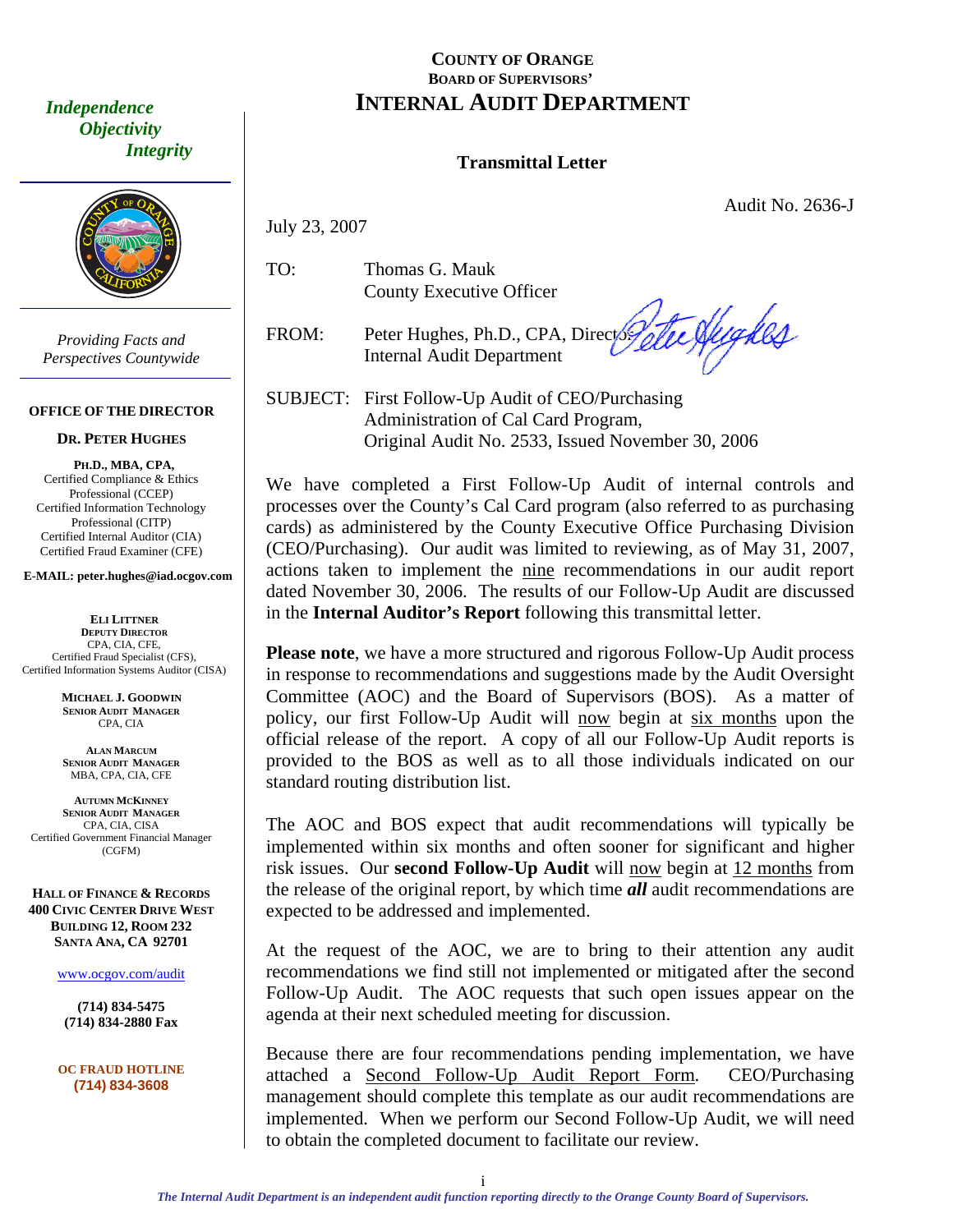# COUNTY OF ORANGE
## BOARD OF SUPERVISORS'
# INTERNAL AUDIT DEPARTMENT

*Independence*
*Objectivity*
*Integrity*

*Providing Facts and Perspectives Countywide*

**OFFICE OF THE DIRECTOR**

**DR. PETER HUGHES**

**PH.D., MBA, CPA,**
Certified Compliance & Ethics Professional (CCEP)
Certified Information Technology Professional (CITP)
Certified Internal Auditor (CIA)
Certified Fraud Examiner (CFE)

**E-MAIL: peter.hughes@iad.ocgov.com**

**ELI LITTNER**
**DEPUTY DIRECTOR**
CPA, CIA, CFE,
Certified Fraud Specialist (CFS),
Certified Information Systems Auditor (CISA)

**MICHAEL J. GOODWIN**
**SENIOR AUDIT MANAGER**
CPA, CIA

**ALAN MARCUM**
**SENIOR AUDIT MANAGER**
MBA, CPA, CIA, CFE

**AUTUMN MCKINNEY**
**SENIOR AUDIT MANAGER**
CPA, CIA, CISA
Certified Government Financial Manager (CGFM)

**HALL OF FINANCE & RECORDS**
**400 CIVIC CENTER DRIVE WEST**
**BUILDING 12, ROOM 232**
**SANTA ANA, CA 92701**

www.ocgov.com/audit

**(714) 834-5475**
**(714) 834-2880 Fax**

**OC FRAUD HOTLINE**
**(714) 834-3608**

**Transmittal Letter**

Audit No. 2636-J

July 23, 2007

TO: Thomas G. Mauk
County Executive Officer

FROM: Peter Hughes, Ph.D., CPA, Director
Internal Audit Department

SUBJECT: First Follow-Up Audit of CEO/Purchasing Administration of Cal Card Program, Original Audit No. 2533, Issued November 30, 2006

We have completed a First Follow-Up Audit of internal controls and processes over the County's Cal Card program (also referred to as purchasing cards) as administered by the County Executive Office Purchasing Division (CEO/Purchasing). Our audit was limited to reviewing, as of May 31, 2007, actions taken to implement the nine recommendations in our audit report dated November 30, 2006. The results of our Follow-Up Audit are discussed in the **Internal Auditor's Report** following this transmittal letter.

**Please note**, we have a more structured and rigorous Follow-Up Audit process in response to recommendations and suggestions made by the Audit Oversight Committee (AOC) and the Board of Supervisors (BOS). As a matter of policy, our first Follow-Up Audit will now begin at six months upon the official release of the report. A copy of all our Follow-Up Audit reports is provided to the BOS as well as to all those individuals indicated on our standard routing distribution list.

The AOC and BOS expect that audit recommendations will typically be implemented within six months and often sooner for significant and higher risk issues. Our **second Follow-Up Audit** will now begin at 12 months from the release of the original report, by which time ***all*** audit recommendations are expected to be addressed and implemented.

At the request of the AOC, we are to bring to their attention any audit recommendations we find still not implemented or mitigated after the second Follow-Up Audit. The AOC requests that such open issues appear on the agenda at their next scheduled meeting for discussion.

Because there are four recommendations pending implementation, we have attached a Second Follow-Up Audit Report Form. CEO/Purchasing management should complete this template as our audit recommendations are implemented. When we perform our Second Follow-Up Audit, we will need to obtain the completed document to facilitate our review.

*The Internal Audit Department is an independent audit function reporting directly to the Orange County Board of Supervisors.*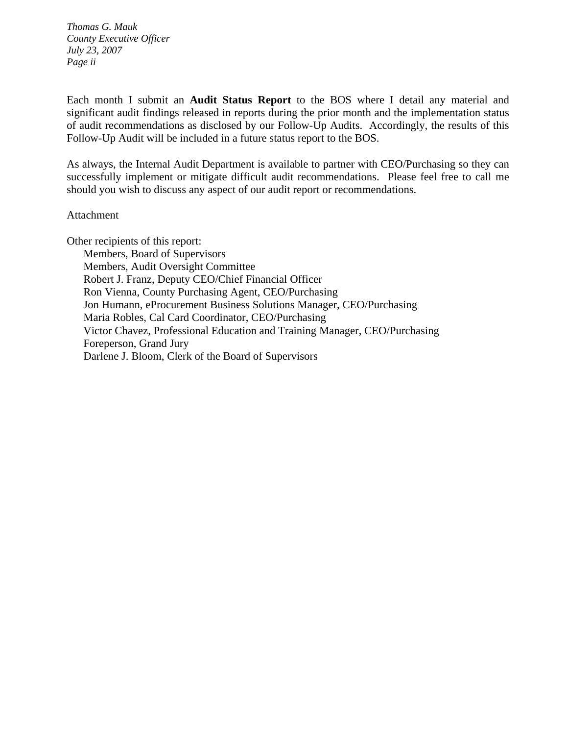Each month I submit an **Audit Status Report** to the BOS where I detail any material and significant audit findings released in reports during the prior month and the implementation status of audit recommendations as disclosed by our Follow-Up Audits. Accordingly, the results of this Follow-Up Audit will be included in a future status report to the BOS.

As always, the Internal Audit Department is available to partner with CEO/Purchasing so they can successfully implement or mitigate difficult audit recommendations. Please feel free to call me should you wish to discuss any aspect of our audit report or recommendations.

Attachment

Other recipients of this report:

- Members, Board of Supervisors
- Members, Audit Oversight Committee
- Robert J. Franz, Deputy CEO/Chief Financial Officer
- Ron Vienna, County Purchasing Agent, CEO/Purchasing
- Jon Humann, eProcurement Business Solutions Manager, CEO/Purchasing
- Maria Robles, Cal Card Coordinator, CEO/Purchasing
- Victor Chavez, Professional Education and Training Manager, CEO/Purchasing
- Foreperson, Grand Jury
- Darlene J. Bloom, Clerk of the Board of Supervisors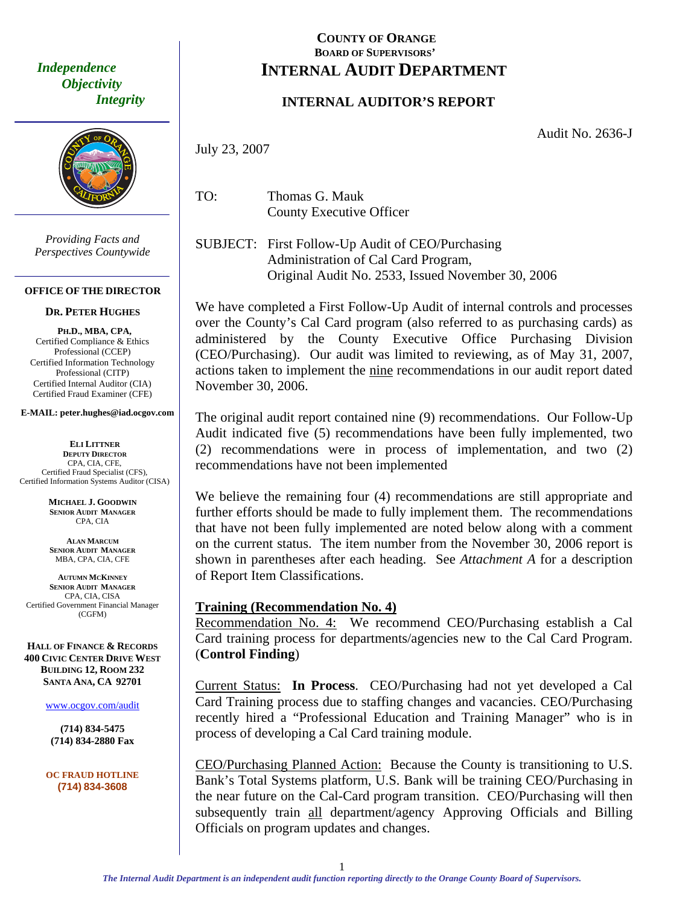*Independence*
*Objectivity*
*Integrity*

*Providing Facts and Perspectives Countywide*

**OFFICE OF THE DIRECTOR**

**DR. PETER HUGHES**

**PH.D., MBA, CPA,**
Certified Compliance & Ethics Professional (CCEP)
Certified Information Technology Professional (CITP)
Certified Internal Auditor (CIA)
Certified Fraud Examiner (CFE)

**E-MAIL: peter.hughes@iad.ocgov.com**

**ELI LITTNER**
**DEPUTY DIRECTOR**
CPA, CIA, CFE,
Certified Fraud Specialist (CFS),
Certified Information Systems Auditor (CISA)

**MICHAEL J. GOODWIN**
**SENIOR AUDIT MANAGER**
CPA, CIA

**ALAN MARCUM**
**SENIOR AUDIT MANAGER**
MBA, CPA, CIA, CFE

**AUTUMN MCKINNEY**
**SENIOR AUDIT MANAGER**
CPA, CIA, CISA
Certified Government Financial Manager (CGFM)

**HALL OF FINANCE & RECORDS**
**400 CIVIC CENTER DRIVE WEST**
**BUILDING 12, ROOM 232**
**SANTA ANA, CA 92701**

www.ocgov.com/audit

**(714) 834-5475**
**(714) 834-2880 Fax**

**OC FRAUD HOTLINE**
**(714) 834-3608**

# COUNTY OF ORANGE
## BOARD OF SUPERVISORS'
# INTERNAL AUDIT DEPARTMENT

## INTERNAL AUDITOR'S REPORT

Audit No. 2636-J

July 23, 2007

TO: Thomas G. Mauk
County Executive Officer

SUBJECT: First Follow-Up Audit of CEO/Purchasing Administration of Cal Card Program, Original Audit No. 2533, Issued November 30, 2006

We have completed a First Follow-Up Audit of internal controls and processes over the County's Cal Card program (also referred to as purchasing cards) as administered by the County Executive Office Purchasing Division (CEO/Purchasing). Our audit was limited to reviewing, as of May 31, 2007, actions taken to implement the nine recommendations in our audit report dated November 30, 2006.

The original audit report contained nine (9) recommendations. Our Follow-Up Audit indicated five (5) recommendations have been fully implemented, two (2) recommendations were in process of implementation, and two (2) recommendations have not been implemented

We believe the remaining four (4) recommendations are still appropriate and further efforts should be made to fully implement them. The recommendations that have not been fully implemented are noted below along with a comment on the current status. The item number from the November 30, 2006 report is shown in parentheses after each heading. See *Attachment A* for a description of Report Item Classifications.

**Training (Recommendation No. 4)**

Recommendation No. 4: We recommend CEO/Purchasing establish a Cal Card training process for departments/agencies new to the Cal Card Program. (**Control Finding**)

Current Status: **In Process**. CEO/Purchasing had not yet developed a Cal Card Training process due to staffing changes and vacancies. CEO/Purchasing recently hired a "Professional Education and Training Manager" who is in process of developing a Cal Card training module.

CEO/Purchasing Planned Action: Because the County is transitioning to U.S. Bank's Total Systems platform, U.S. Bank will be training CEO/Purchasing in the near future on the Cal-Card program transition. CEO/Purchasing will then subsequently train all department/agency Approving Officials and Billing Officials on program updates and changes.

*The Internal Audit Department is an independent audit function reporting directly to the Orange County Board of Supervisors.*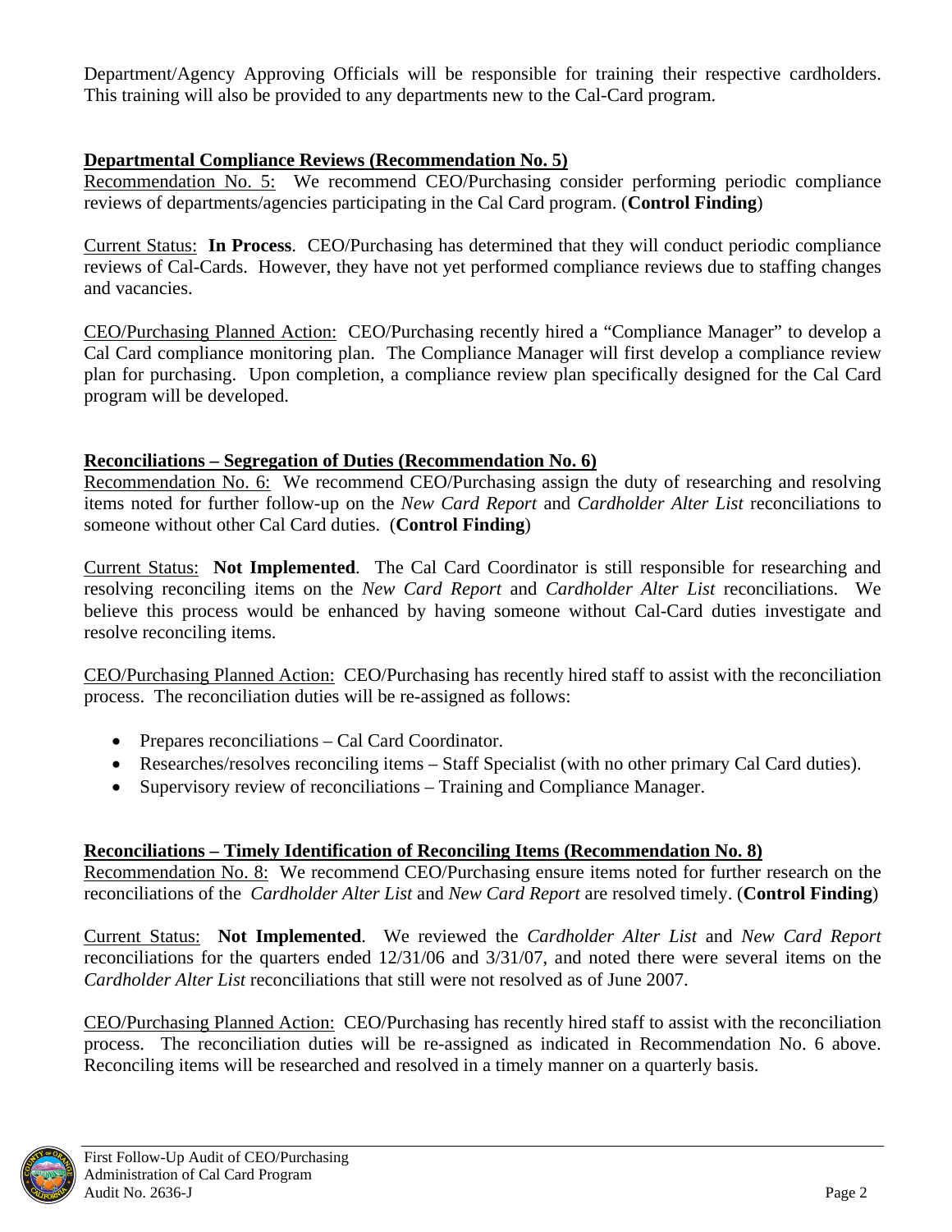Department/Agency Approving Officials will be responsible for training their respective cardholders. This training will also be provided to any departments new to the Cal-Card program.

**Departmental Compliance Reviews (Recommendation No. 5)**

Recommendation No. 5: We recommend CEO/Purchasing consider performing periodic compliance reviews of departments/agencies participating in the Cal Card program. (**Control Finding**)

Current Status: **In Process**. CEO/Purchasing has determined that they will conduct periodic compliance reviews of Cal-Cards. However, they have not yet performed compliance reviews due to staffing changes and vacancies.

CEO/Purchasing Planned Action: CEO/Purchasing recently hired a "Compliance Manager" to develop a Cal Card compliance monitoring plan. The Compliance Manager will first develop a compliance review plan for purchasing. Upon completion, a compliance review plan specifically designed for the Cal Card program will be developed.

**Reconciliations – Segregation of Duties (Recommendation No. 6)**

Recommendation No. 6: We recommend CEO/Purchasing assign the duty of researching and resolving items noted for further follow-up on the *New Card Report* and *Cardholder Alter List* reconciliations to someone without other Cal Card duties. (**Control Finding**)

Current Status: **Not Implemented**. The Cal Card Coordinator is still responsible for researching and resolving reconciling items on the *New Card Report* and *Cardholder Alter List* reconciliations. We believe this process would be enhanced by having someone without Cal-Card duties investigate and resolve reconciling items.

CEO/Purchasing Planned Action: CEO/Purchasing has recently hired staff to assist with the reconciliation process. The reconciliation duties will be re-assigned as follows:

- Prepares reconciliations – Cal Card Coordinator.
- Researches/resolves reconciling items – Staff Specialist (with no other primary Cal Card duties).
- Supervisory review of reconciliations – Training and Compliance Manager.

**Reconciliations – Timely Identification of Reconciling Items (Recommendation No. 8)**

Recommendation No. 8: We recommend CEO/Purchasing ensure items noted for further research on the reconciliations of the *Cardholder Alter List* and *New Card Report* are resolved timely. (**Control Finding**)

Current Status: **Not Implemented**. We reviewed the *Cardholder Alter List* and *New Card Report* reconciliations for the quarters ended 12/31/06 and 3/31/07, and noted there were several items on the *Cardholder Alter List* reconciliations that still were not resolved as of June 2007.

CEO/Purchasing Planned Action: CEO/Purchasing has recently hired staff to assist with the reconciliation process. The reconciliation duties will be re-assigned as indicated in Recommendation No. 6 above. Reconciling items will be researched and resolved in a timely manner on a quarterly basis.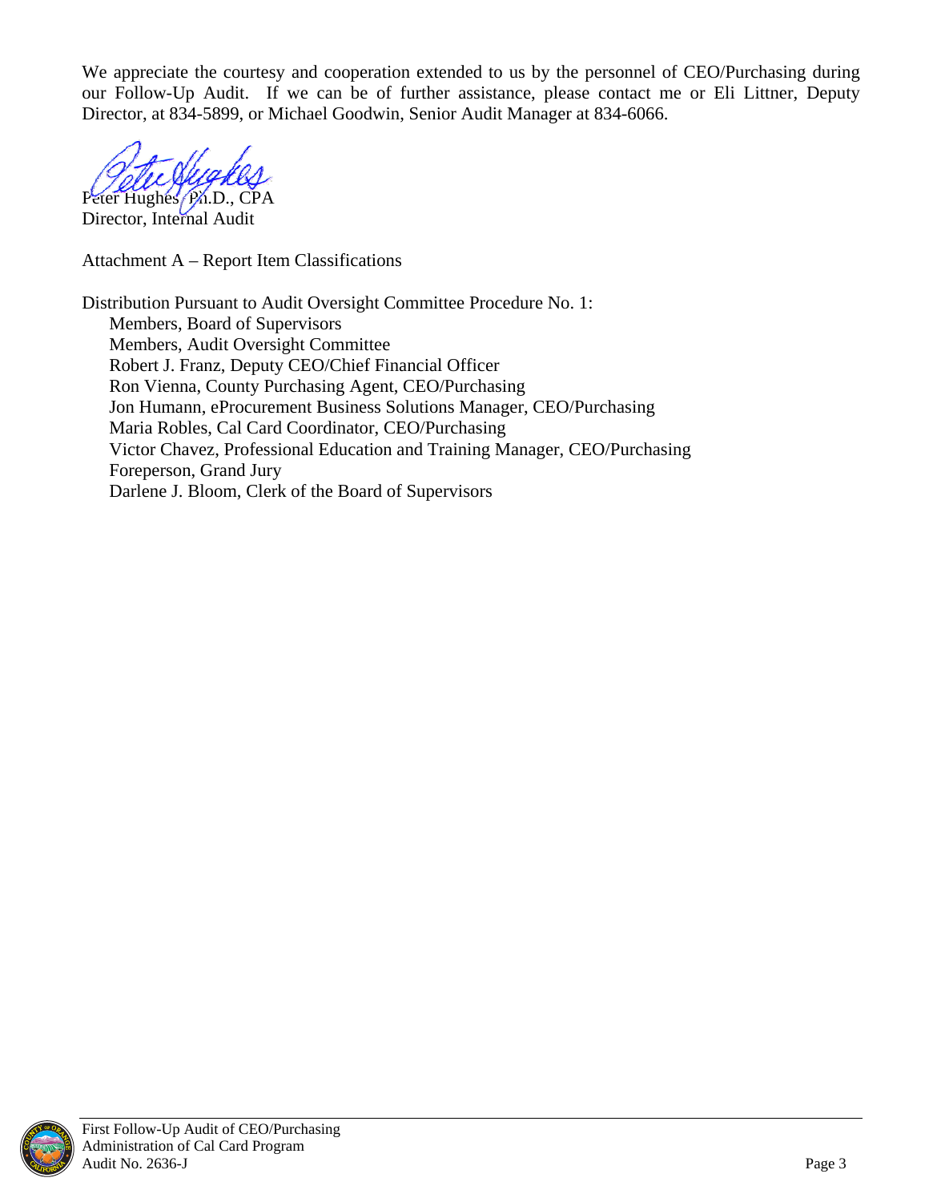We appreciate the courtesy and cooperation extended to us by the personnel of CEO/Purchasing during our Follow-Up Audit. If we can be of further assistance, please contact me or Eli Littner, Deputy Director, at 834-5899, or Michael Goodwin, Senior Audit Manager at 834-6066.

Peter Hughes, Ph.D., CPA
Director, Internal Audit

Attachment A – Report Item Classifications

Distribution Pursuant to Audit Oversight Committee Procedure No. 1:

- Members, Board of Supervisors
- Members, Audit Oversight Committee
- Robert J. Franz, Deputy CEO/Chief Financial Officer
- Ron Vienna, County Purchasing Agent, CEO/Purchasing
- Jon Humann, eProcurement Business Solutions Manager, CEO/Purchasing
- Maria Robles, Cal Card Coordinator, CEO/Purchasing
- Victor Chavez, Professional Education and Training Manager, CEO/Purchasing
- Foreperson, Grand Jury
- Darlene J. Bloom, Clerk of the Board of Supervisors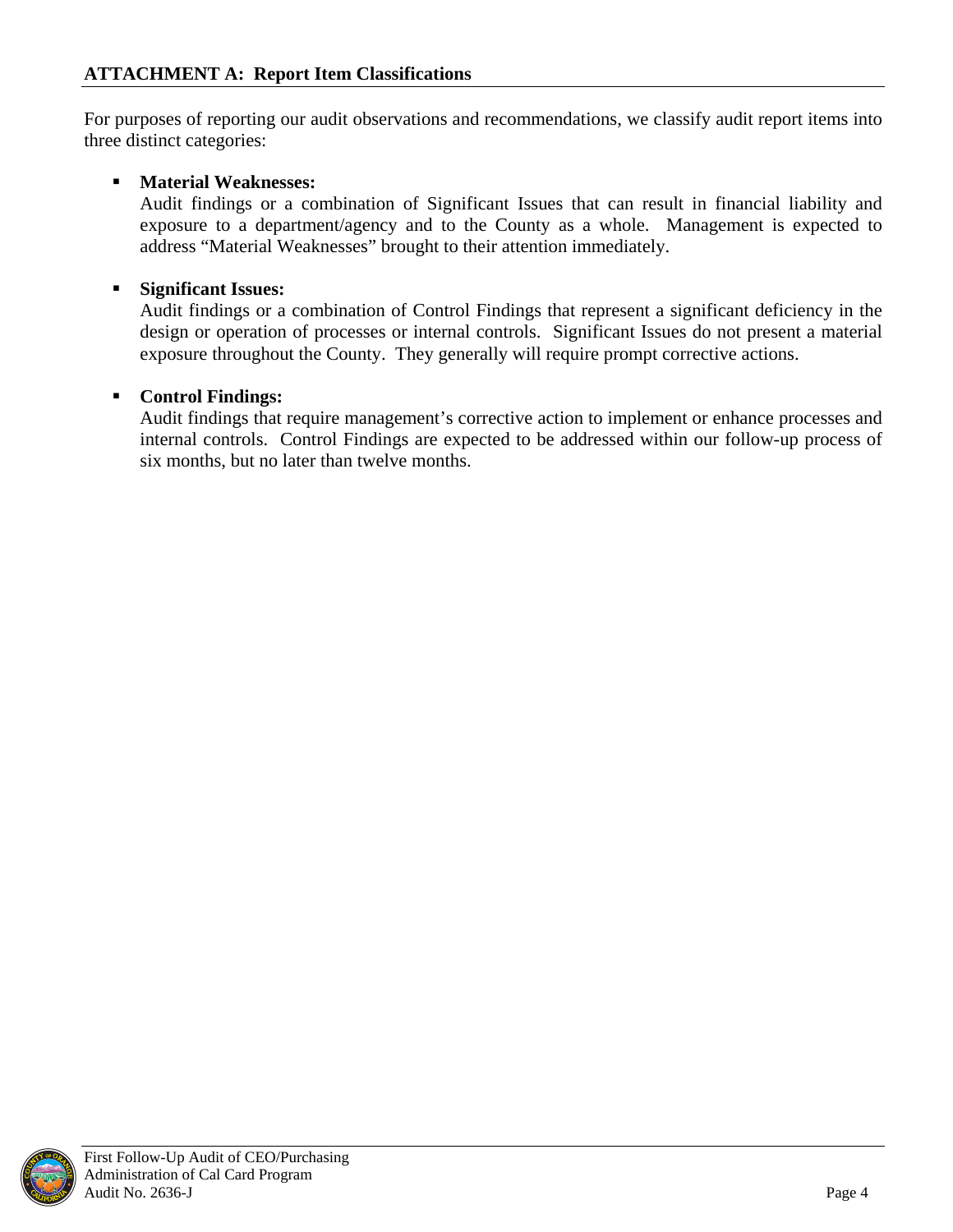## ATTACHMENT A: Report Item Classifications

For purposes of reporting our audit observations and recommendations, we classify audit report items into three distinct categories:

- **Material Weaknesses:**
  Audit findings or a combination of Significant Issues that can result in financial liability and exposure to a department/agency and to the County as a whole. Management is expected to address "Material Weaknesses" brought to their attention immediately.

- **Significant Issues:**
  Audit findings or a combination of Control Findings that represent a significant deficiency in the design or operation of processes or internal controls. Significant Issues do not present a material exposure throughout the County. They generally will require prompt corrective actions.

- **Control Findings:**
  Audit findings that require management's corrective action to implement or enhance processes and internal controls. Control Findings are expected to be addressed within our follow-up process of six months, but no later than twelve months.